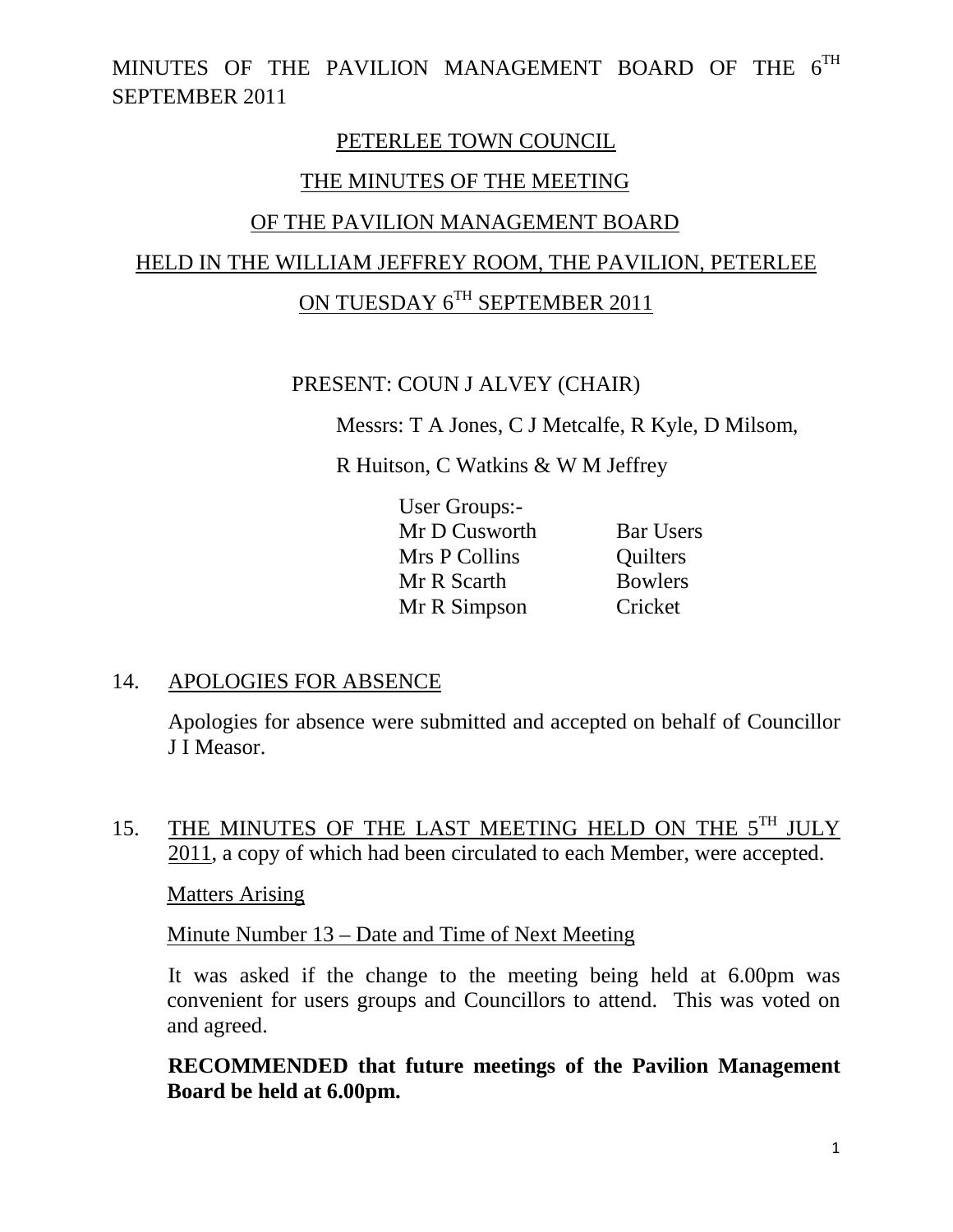MINUTES OF THE PAVILION MANAGEMENT BOARD OF THE 6TH SEPTEMBER 2011

# PETERLEE TOWN COUNCIL

## THE MINUTES OF THE MEETING

## OF THE PAVILION MANAGEMENT BOARD

## HELD IN THE WILLIAM JEFFREY ROOM, THE PAVILION, PETERLEE

## ON TUESDAY 6TH SEPTEMBER 2011

PRESENT: COUN J ALVEY (CHAIR)

Messrs: T A Jones, C J Metcalfe, R Kyle, D Milsom,

R Huitson, C Watkins & W M Jeffrey

User Groups:-

| | |
|---|---|
| Mr D Cusworth | Bar Users |
| Mrs P Collins | Quilters |
| Mr R Scarth | Bowlers |
| Mr R Simpson | Cricket |

14. APOLOGIES FOR ABSENCE

Apologies for absence were submitted and accepted on behalf of Councillor J I Measor.

15. THE MINUTES OF THE LAST MEETING HELD ON THE 5TH JULY 2011, a copy of which had been circulated to each Member, were accepted.

Matters Arising

Minute Number 13 – Date and Time of Next Meeting

It was asked if the change to the meeting being held at 6.00pm was convenient for users groups and Councillors to attend. This was voted on and agreed.

**RECOMMENDED that future meetings of the Pavilion Management Board be held at 6.00pm.**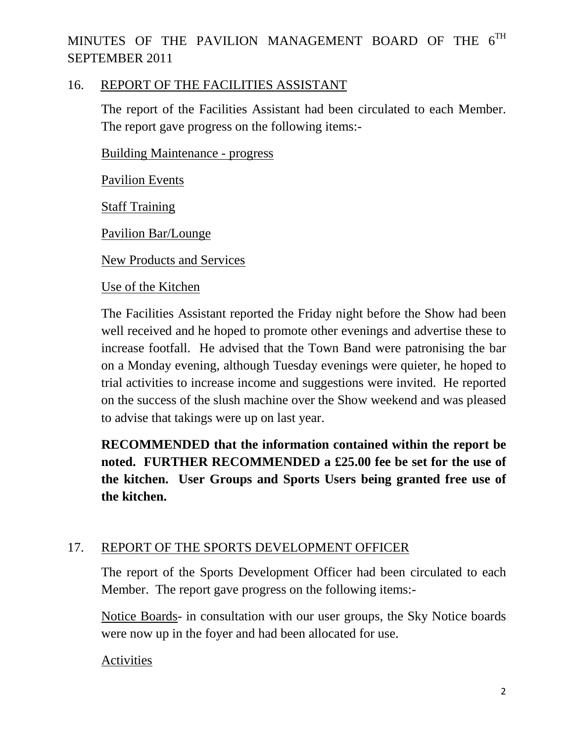MINUTES OF THE PAVILION MANAGEMENT BOARD OF THE 6$^{TH}$ SEPTEMBER 2011

## 16. REPORT OF THE FACILITIES ASSISTANT

The report of the Facilities Assistant had been circulated to each Member. The report gave progress on the following items:-

Building Maintenance - progress

Pavilion Events

Staff Training

Pavilion Bar/Lounge

New Products and Services

Use of the Kitchen

The Facilities Assistant reported the Friday night before the Show had been well received and he hoped to promote other evenings and advertise these to increase footfall. He advised that the Town Band were patronising the bar on a Monday evening, although Tuesday evenings were quieter, he hoped to trial activities to increase income and suggestions were invited. He reported on the success of the slush machine over the Show weekend and was pleased to advise that takings were up on last year.

**RECOMMENDED that the information contained within the report be noted. FURTHER RECOMMENDED a £25.00 fee be set for the use of the kitchen. User Groups and Sports Users being granted free use of the kitchen.**

## 17. REPORT OF THE SPORTS DEVELOPMENT OFFICER

The report of the Sports Development Officer had been circulated to each Member. The report gave progress on the following items:-

Notice Boards- in consultation with our user groups, the Sky Notice boards were now up in the foyer and had been allocated for use.

Activities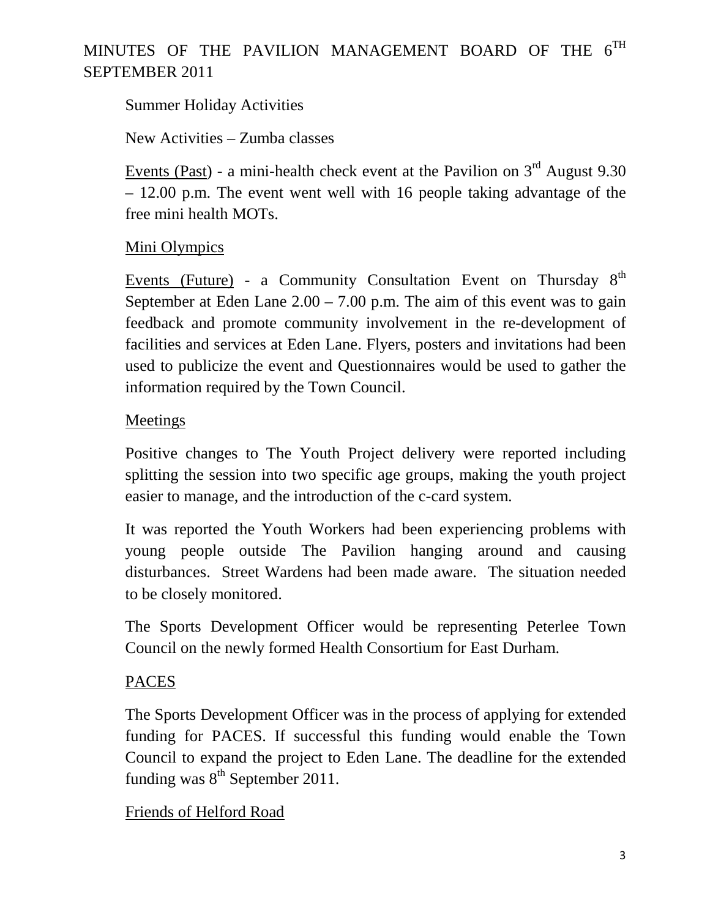# MINUTES OF THE PAVILION MANAGEMENT BOARD OF THE 6TH SEPTEMBER 2011

Summer Holiday Activities

New Activities – Zumba classes

Events (Past) - a mini-health check event at the Pavilion on 3rd August 9.30 – 12.00 p.m. The event went well with 16 people taking advantage of the free mini health MOTs.

Mini Olympics

Events (Future) - a Community Consultation Event on Thursday 8th September at Eden Lane 2.00 – 7.00 p.m. The aim of this event was to gain feedback and promote community involvement in the re-development of facilities and services at Eden Lane. Flyers, posters and invitations had been used to publicize the event and Questionnaires would be used to gather the information required by the Town Council.

Meetings

Positive changes to The Youth Project delivery were reported including splitting the session into two specific age groups, making the youth project easier to manage, and the introduction of the c-card system.

It was reported the Youth Workers had been experiencing problems with young people outside The Pavilion hanging around and causing disturbances. Street Wardens had been made aware. The situation needed to be closely monitored.

The Sports Development Officer would be representing Peterlee Town Council on the newly formed Health Consortium for East Durham.

PACES

The Sports Development Officer was in the process of applying for extended funding for PACES. If successful this funding would enable the Town Council to expand the project to Eden Lane. The deadline for the extended funding was 8th September 2011.

Friends of Helford Road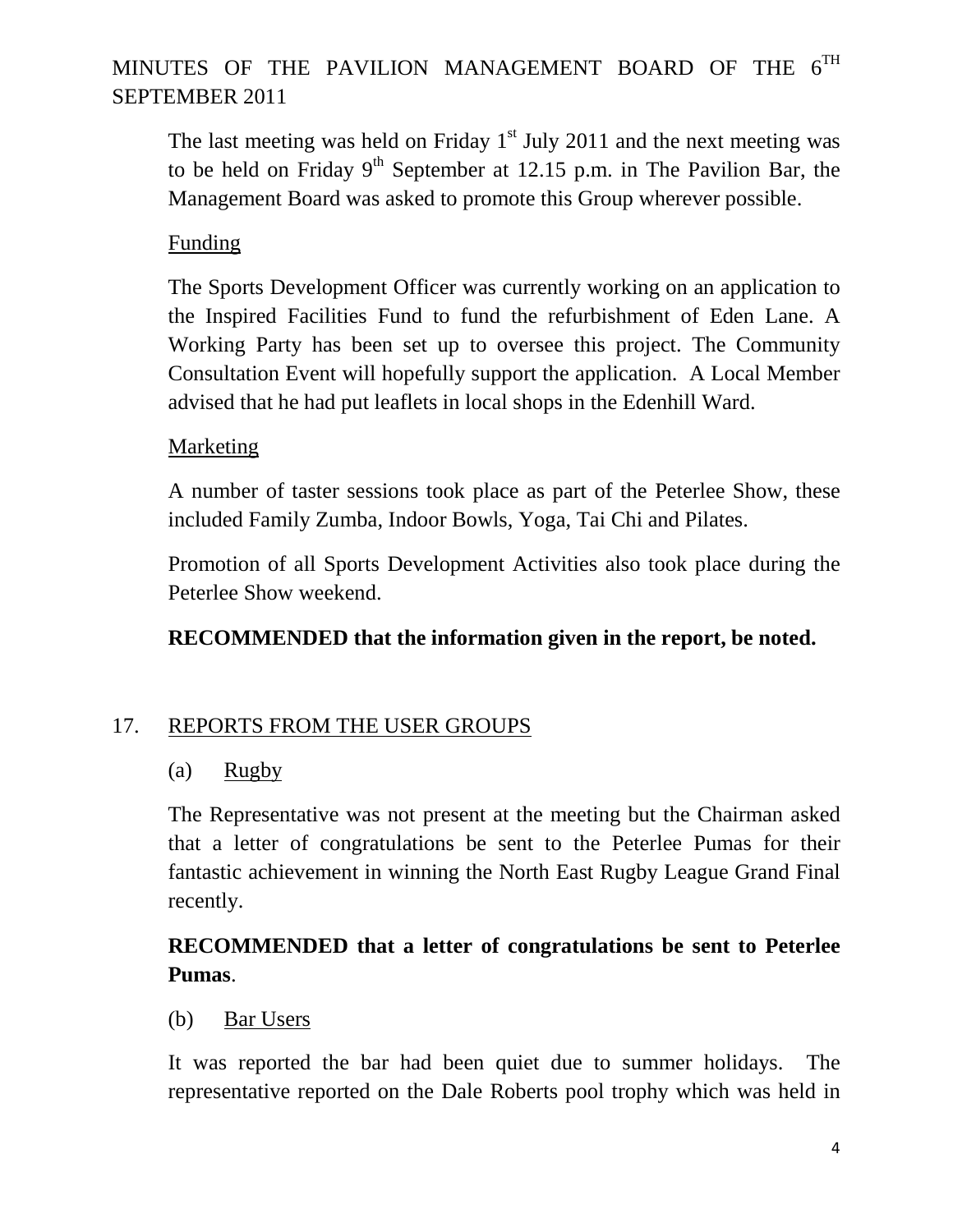The last meeting was held on Friday 1st July 2011 and the next meeting was to be held on Friday 9th September at 12.15 p.m. in The Pavilion Bar, the Management Board was asked to promote this Group wherever possible.

Funding

The Sports Development Officer was currently working on an application to the Inspired Facilities Fund to fund the refurbishment of Eden Lane. A Working Party has been set up to oversee this project. The Community Consultation Event will hopefully support the application. A Local Member advised that he had put leaflets in local shops in the Edenhill Ward.

Marketing

A number of taster sessions took place as part of the Peterlee Show, these included Family Zumba, Indoor Bowls, Yoga, Tai Chi and Pilates.

Promotion of all Sports Development Activities also took place during the Peterlee Show weekend.

**RECOMMENDED that the information given in the report, be noted.**

17. REPORTS FROM THE USER GROUPS

(a) Rugby

The Representative was not present at the meeting but the Chairman asked that a letter of congratulations be sent to the Peterlee Pumas for their fantastic achievement in winning the North East Rugby League Grand Final recently.

**RECOMMENDED that a letter of congratulations be sent to Peterlee Pumas**.

(b) Bar Users

It was reported the bar had been quiet due to summer holidays. The representative reported on the Dale Roberts pool trophy which was held in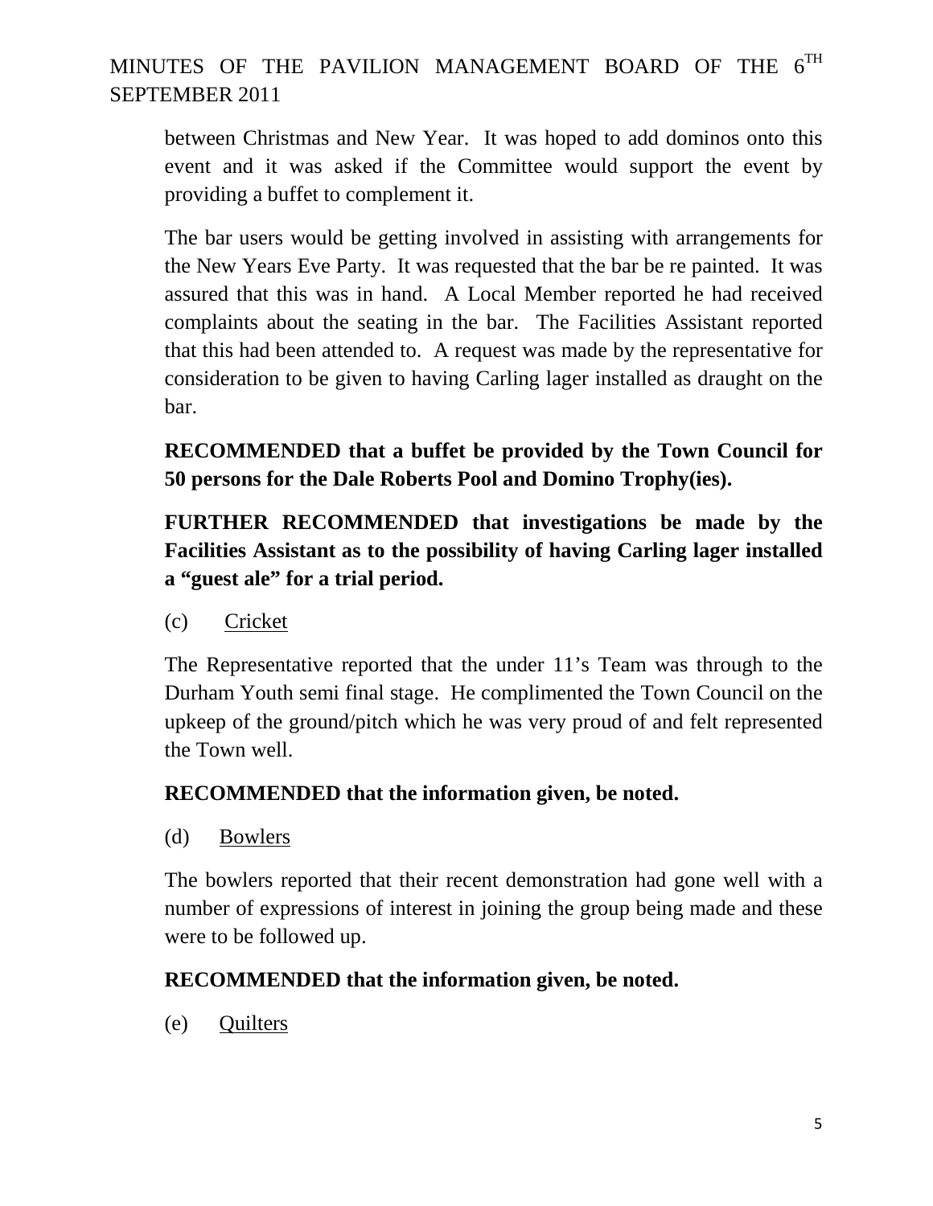between Christmas and New Year. It was hoped to add dominos onto this event and it was asked if the Committee would support the event by providing a buffet to complement it.

The bar users would be getting involved in assisting with arrangements for the New Years Eve Party. It was requested that the bar be re painted. It was assured that this was in hand. A Local Member reported he had received complaints about the seating in the bar. The Facilities Assistant reported that this had been attended to. A request was made by the representative for consideration to be given to having Carling lager installed as draught on the bar.

**RECOMMENDED that a buffet be provided by the Town Council for 50 persons for the Dale Roberts Pool and Domino Trophy(ies).**

**FURTHER RECOMMENDED that investigations be made by the Facilities Assistant as to the possibility of having Carling lager installed a "guest ale" for a trial period.**

(c) Cricket

The Representative reported that the under 11's Team was through to the Durham Youth semi final stage. He complimented the Town Council on the upkeep of the ground/pitch which he was very proud of and felt represented the Town well.

**RECOMMENDED that the information given, be noted.**

(d) Bowlers

The bowlers reported that their recent demonstration had gone well with a number of expressions of interest in joining the group being made and these were to be followed up.

**RECOMMENDED that the information given, be noted.**

(e) Quilters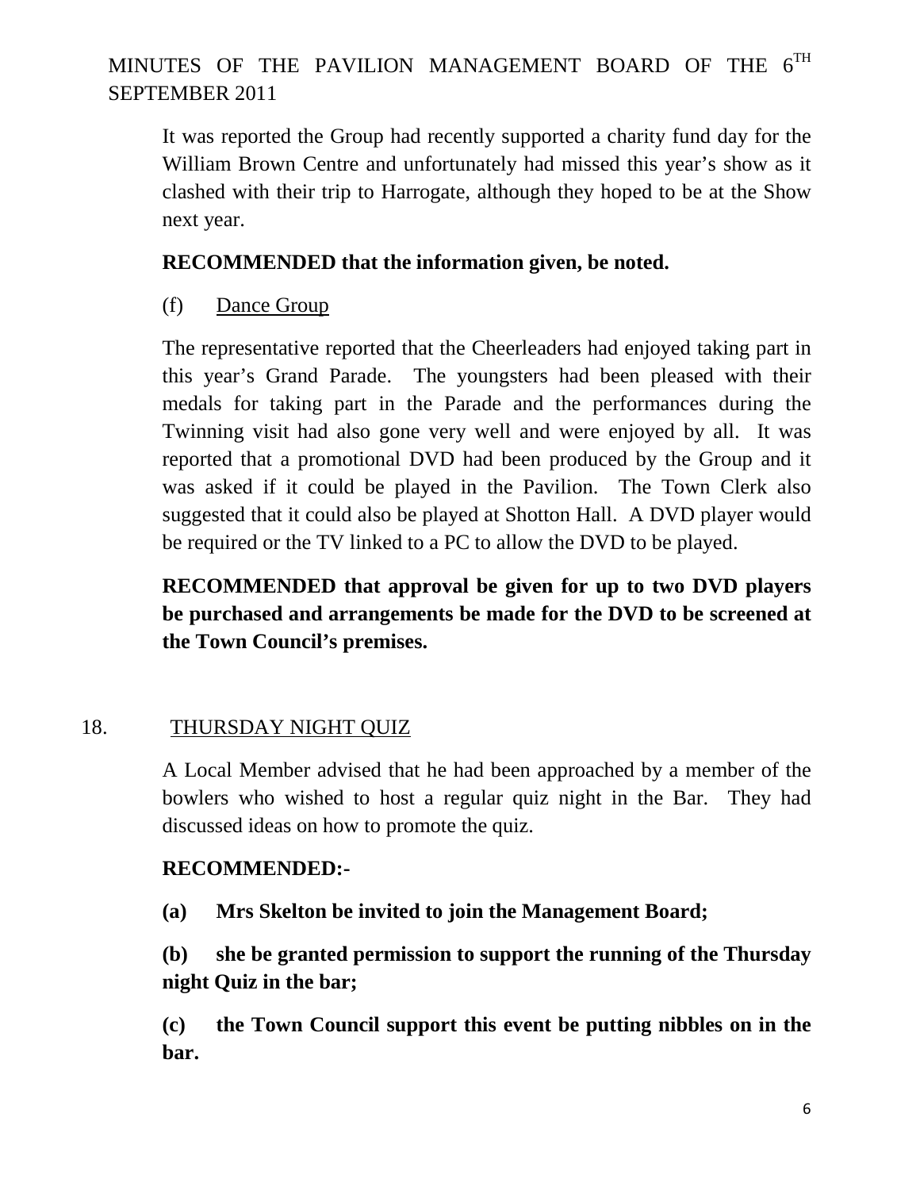It was reported the Group had recently supported a charity fund day for the William Brown Centre and unfortunately had missed this year's show as it clashed with their trip to Harrogate, although they hoped to be at the Show next year.

**RECOMMENDED that the information given, be noted.**

(f) Dance Group

The representative reported that the Cheerleaders had enjoyed taking part in this year's Grand Parade. The youngsters had been pleased with their medals for taking part in the Parade and the performances during the Twinning visit had also gone very well and were enjoyed by all. It was reported that a promotional DVD had been produced by the Group and it was asked if it could be played in the Pavilion. The Town Clerk also suggested that it could also be played at Shotton Hall. A DVD player would be required or the TV linked to a PC to allow the DVD to be played.

**RECOMMENDED that approval be given for up to two DVD players be purchased and arrangements be made for the DVD to be screened at the Town Council's premises.**

## 18. THURSDAY NIGHT QUIZ

A Local Member advised that he had been approached by a member of the bowlers who wished to host a regular quiz night in the Bar. They had discussed ideas on how to promote the quiz.

**RECOMMENDED:-**

**(a) Mrs Skelton be invited to join the Management Board;**

**(b) she be granted permission to support the running of the Thursday night Quiz in the bar;**

**(c) the Town Council support this event be putting nibbles on in the bar.**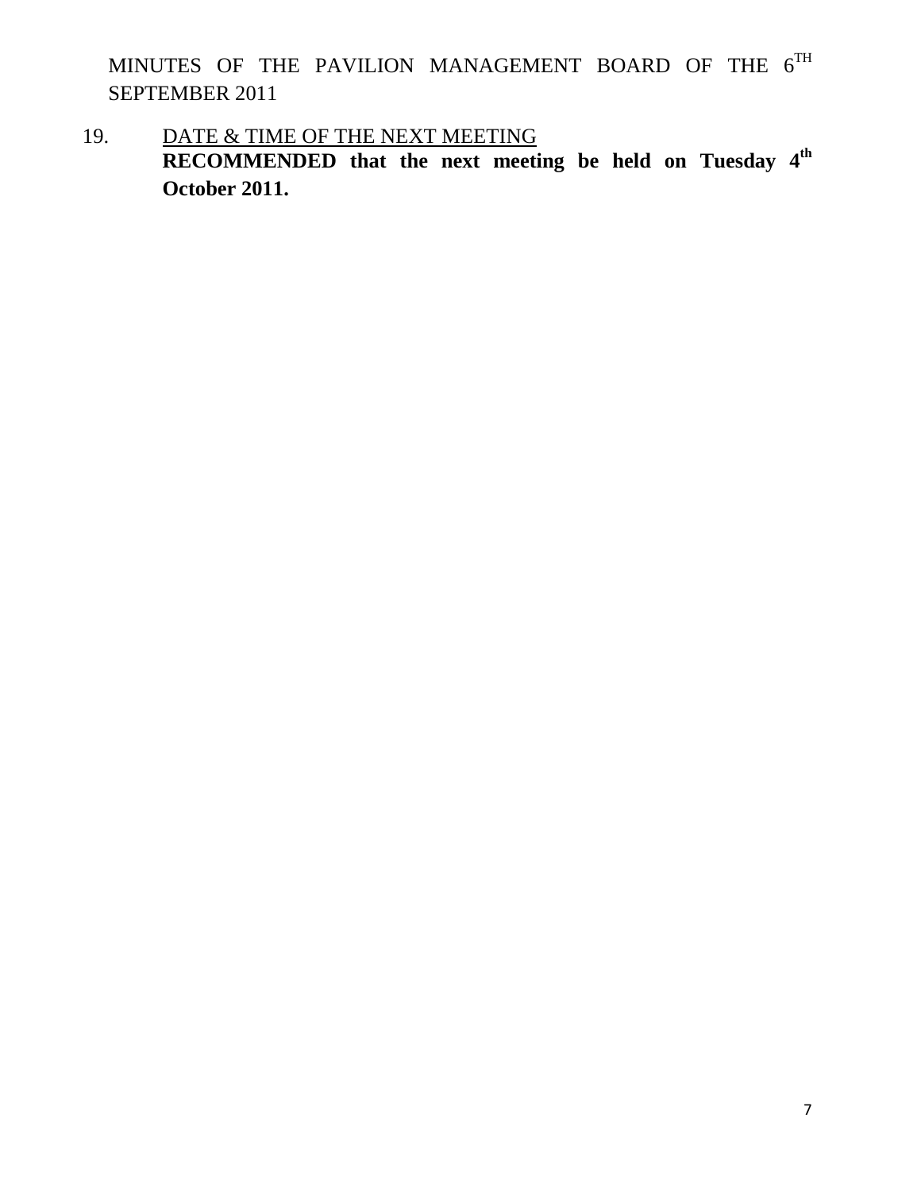MINUTES OF THE PAVILION MANAGEMENT BOARD OF THE 6TH SEPTEMBER 2011

19. <u>DATE & TIME OF THE NEXT MEETING</u>

**RECOMMENDED that the next meeting be held on Tuesday 4th October 2011.**